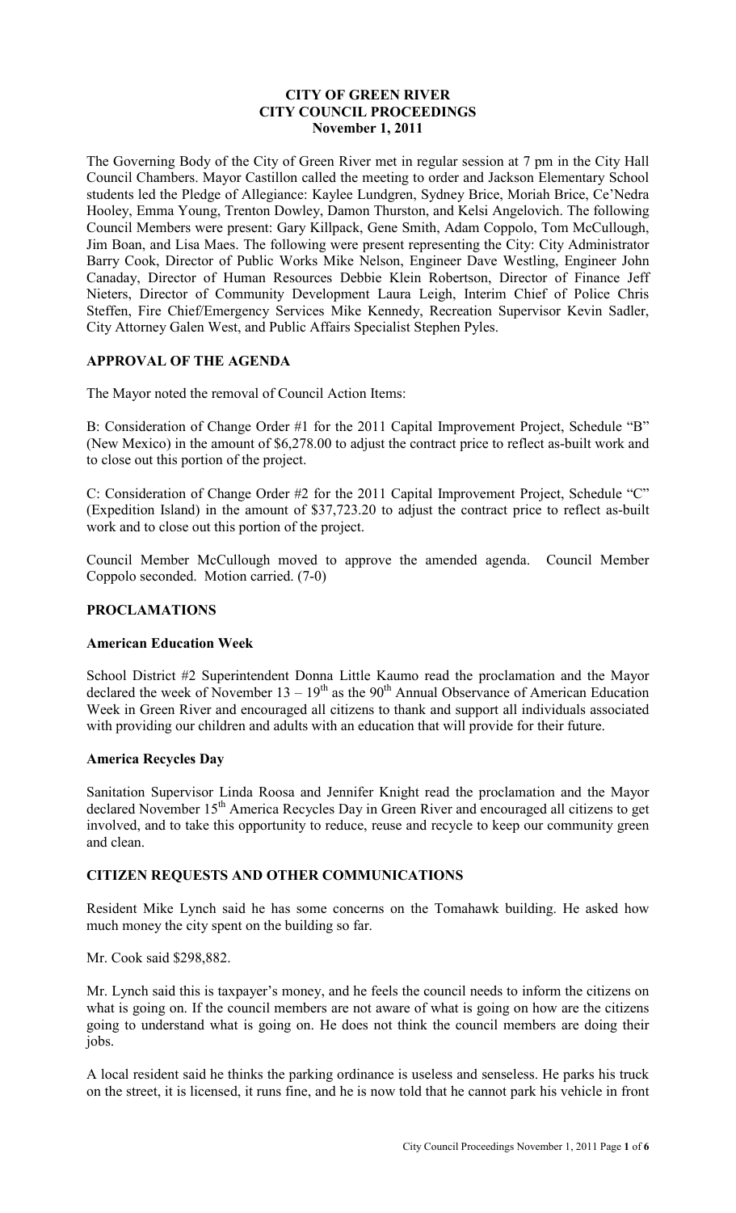# CITY OF GREEN RIVER
# CITY COUNCIL PROCEEDINGS
**November 1, 2011**

The Governing Body of the City of Green River met in regular session at 7 pm in the City Hall Council Chambers. Mayor Castillon called the meeting to order and Jackson Elementary School students led the Pledge of Allegiance: Kaylee Lundgren, Sydney Brice, Moriah Brice, Ce'Nedra Hooley, Emma Young, Trenton Dowley, Damon Thurston, and Kelsi Angelovich. The following Council Members were present: Gary Killpack, Gene Smith, Adam Coppolo, Tom McCullough, Jim Boan, and Lisa Maes. The following were present representing the City: City Administrator Barry Cook, Director of Public Works Mike Nelson, Engineer Dave Westling, Engineer John Canaday, Director of Human Resources Debbie Klein Robertson, Director of Finance Jeff Nieters, Director of Community Development Laura Leigh, Interim Chief of Police Chris Steffen, Fire Chief/Emergency Services Mike Kennedy, Recreation Supervisor Kevin Sadler, City Attorney Galen West, and Public Affairs Specialist Stephen Pyles.

## APPROVAL OF THE AGENDA

The Mayor noted the removal of Council Action Items:

B: Consideration of Change Order #1 for the 2011 Capital Improvement Project, Schedule "B" (New Mexico) in the amount of $6,278.00 to adjust the contract price to reflect as-built work and to close out this portion of the project.

C: Consideration of Change Order #2 for the 2011 Capital Improvement Project, Schedule "C" (Expedition Island) in the amount of $37,723.20 to adjust the contract price to reflect as-built work and to close out this portion of the project.

Council Member McCullough moved to approve the amended agenda. Council Member Coppolo seconded. Motion carried. (7-0)

## PROCLAMATIONS

### American Education Week

School District #2 Superintendent Donna Little Kaumo read the proclamation and the Mayor declared the week of November 13 – 19th as the 90th Annual Observance of American Education Week in Green River and encouraged all citizens to thank and support all individuals associated with providing our children and adults with an education that will provide for their future.

### America Recycles Day

Sanitation Supervisor Linda Roosa and Jennifer Knight read the proclamation and the Mayor declared November 15th America Recycles Day in Green River and encouraged all citizens to get involved, and to take this opportunity to reduce, reuse and recycle to keep our community green and clean.

## CITIZEN REQUESTS AND OTHER COMMUNICATIONS

Resident Mike Lynch said he has some concerns on the Tomahawk building. He asked how much money the city spent on the building so far.

Mr. Cook said $298,882.

Mr. Lynch said this is taxpayer's money, and he feels the council needs to inform the citizens on what is going on. If the council members are not aware of what is going on how are the citizens going to understand what is going on. He does not think the council members are doing their jobs.

A local resident said he thinks the parking ordinance is useless and senseless. He parks his truck on the street, it is licensed, it runs fine, and he is now told that he cannot park his vehicle in front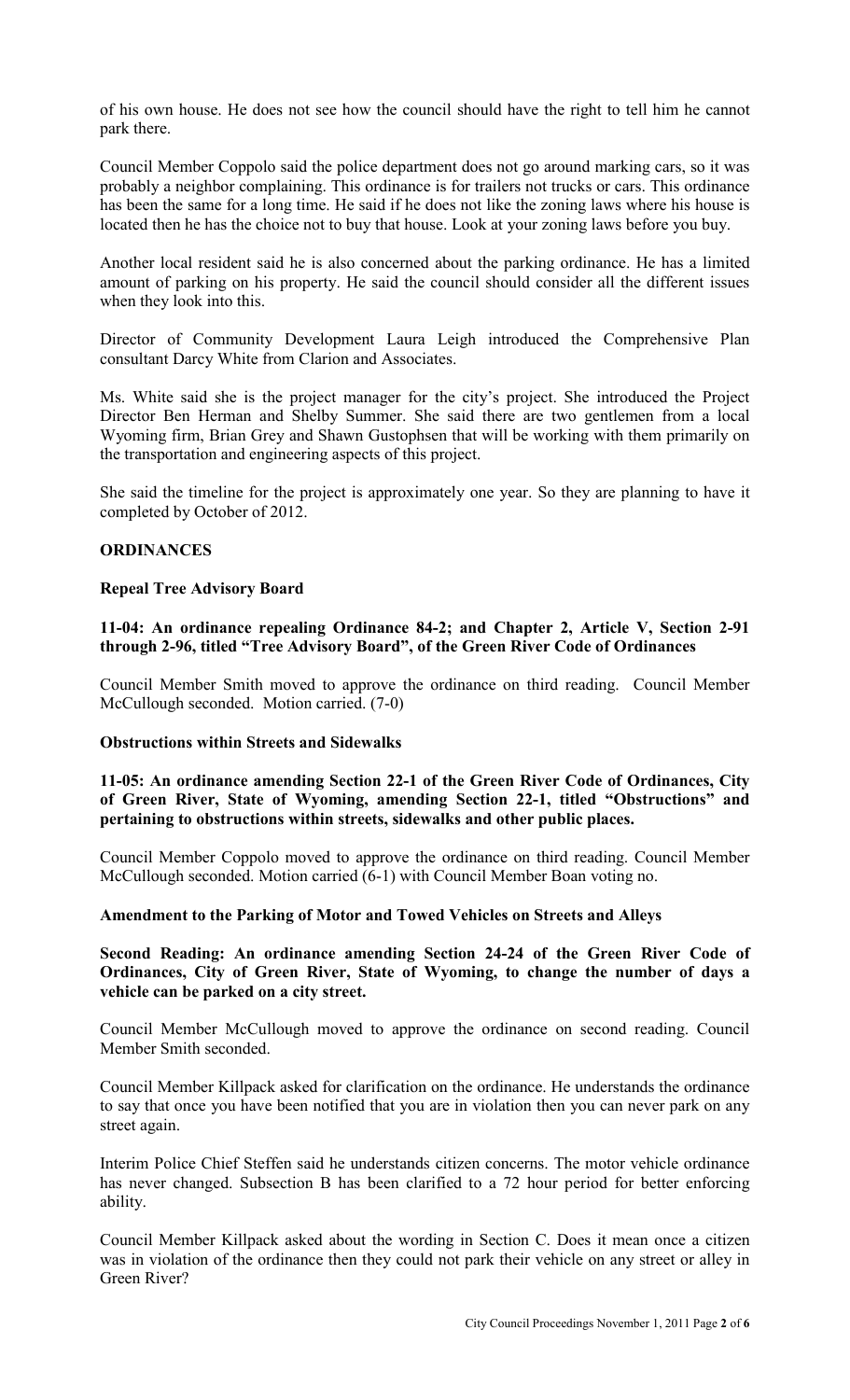of his own house. He does not see how the council should have the right to tell him he cannot park there.

Council Member Coppolo said the police department does not go around marking cars, so it was probably a neighbor complaining. This ordinance is for trailers not trucks or cars. This ordinance has been the same for a long time. He said if he does not like the zoning laws where his house is located then he has the choice not to buy that house. Look at your zoning laws before you buy.

Another local resident said he is also concerned about the parking ordinance. He has a limited amount of parking on his property. He said the council should consider all the different issues when they look into this.

Director of Community Development Laura Leigh introduced the Comprehensive Plan consultant Darcy White from Clarion and Associates.

Ms. White said she is the project manager for the city's project. She introduced the Project Director Ben Herman and Shelby Summer. She said there are two gentlemen from a local Wyoming firm, Brian Grey and Shawn Gustophsen that will be working with them primarily on the transportation and engineering aspects of this project.

She said the timeline for the project is approximately one year. So they are planning to have it completed by October of 2012.

## ORDINANCES

### Repeal Tree Advisory Board

**11-04: An ordinance repealing Ordinance 84-2; and Chapter 2, Article V, Section 2-91 through 2-96, titled "Tree Advisory Board", of the Green River Code of Ordinances**

Council Member Smith moved to approve the ordinance on third reading. Council Member McCullough seconded. Motion carried. (7-0)

### Obstructions within Streets and Sidewalks

**11-05: An ordinance amending Section 22-1 of the Green River Code of Ordinances, City of Green River, State of Wyoming, amending Section 22-1, titled "Obstructions" and pertaining to obstructions within streets, sidewalks and other public places.**

Council Member Coppolo moved to approve the ordinance on third reading. Council Member McCullough seconded. Motion carried (6-1) with Council Member Boan voting no.

### Amendment to the Parking of Motor and Towed Vehicles on Streets and Alleys

**Second Reading: An ordinance amending Section 24-24 of the Green River Code of Ordinances, City of Green River, State of Wyoming, to change the number of days a vehicle can be parked on a city street.**

Council Member McCullough moved to approve the ordinance on second reading. Council Member Smith seconded.

Council Member Killpack asked for clarification on the ordinance. He understands the ordinance to say that once you have been notified that you are in violation then you can never park on any street again.

Interim Police Chief Steffen said he understands citizen concerns. The motor vehicle ordinance has never changed. Subsection B has been clarified to a 72 hour period for better enforcing ability.

Council Member Killpack asked about the wording in Section C. Does it mean once a citizen was in violation of the ordinance then they could not park their vehicle on any street or alley in Green River?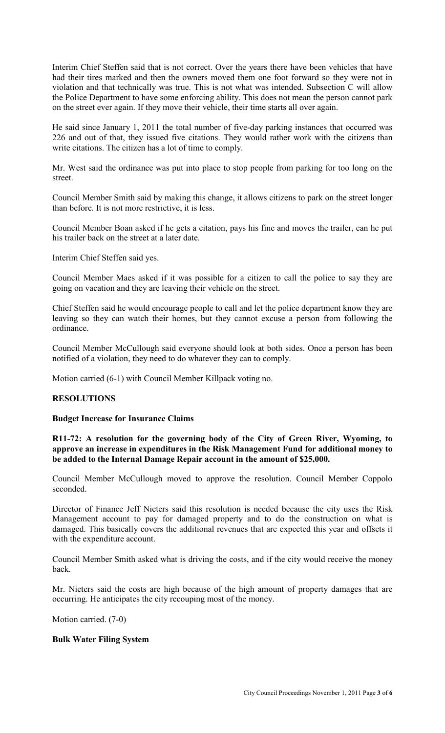Interim Chief Steffen said that is not correct. Over the years there have been vehicles that have had their tires marked and then the owners moved them one foot forward so they were not in violation and that technically was true. This is not what was intended. Subsection C will allow the Police Department to have some enforcing ability. This does not mean the person cannot park on the street ever again. If they move their vehicle, their time starts all over again.

He said since January 1, 2011 the total number of five-day parking instances that occurred was 226 and out of that, they issued five citations. They would rather work with the citizens than write citations. The citizen has a lot of time to comply.

Mr. West said the ordinance was put into place to stop people from parking for too long on the street.

Council Member Smith said by making this change, it allows citizens to park on the street longer than before. It is not more restrictive, it is less.

Council Member Boan asked if he gets a citation, pays his fine and moves the trailer, can he put his trailer back on the street at a later date.

Interim Chief Steffen said yes.

Council Member Maes asked if it was possible for a citizen to call the police to say they are going on vacation and they are leaving their vehicle on the street.

Chief Steffen said he would encourage people to call and let the police department know they are leaving so they can watch their homes, but they cannot excuse a person from following the ordinance.

Council Member McCullough said everyone should look at both sides. Once a person has been notified of a violation, they need to do whatever they can to comply.

Motion carried (6-1) with Council Member Killpack voting no.

**RESOLUTIONS**

**Budget Increase for Insurance Claims**

**R11-72: A resolution for the governing body of the City of Green River, Wyoming, to approve an increase in expenditures in the Risk Management Fund for additional money to be added to the Internal Damage Repair account in the amount of $25,000.**

Council Member McCullough moved to approve the resolution. Council Member Coppolo seconded.

Director of Finance Jeff Nieters said this resolution is needed because the city uses the Risk Management account to pay for damaged property and to do the construction on what is damaged. This basically covers the additional revenues that are expected this year and offsets it with the expenditure account.

Council Member Smith asked what is driving the costs, and if the city would receive the money back.

Mr. Nieters said the costs are high because of the high amount of property damages that are occurring. He anticipates the city recouping most of the money.

Motion carried. (7-0)

**Bulk Water Filing System**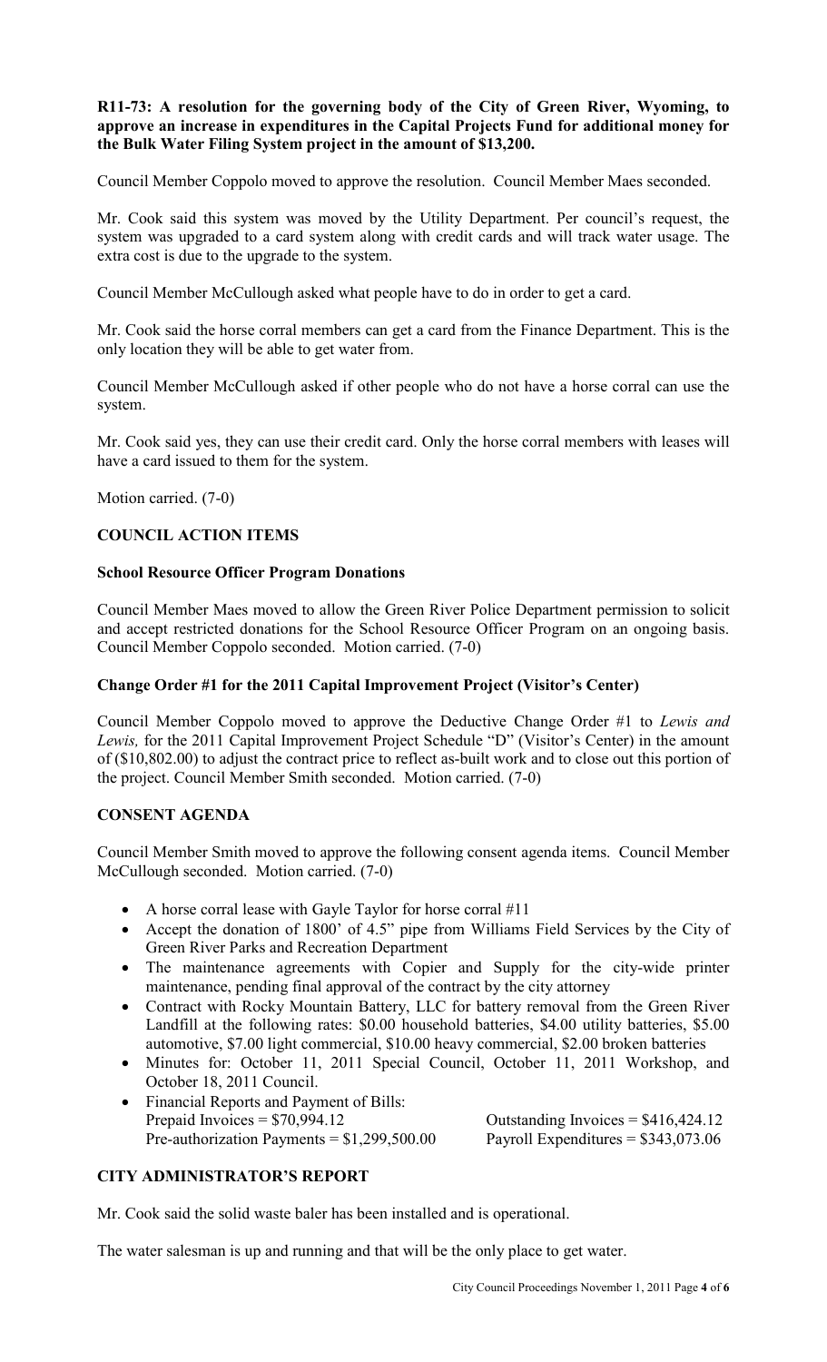**R11-73: A resolution for the governing body of the City of Green River, Wyoming, to approve an increase in expenditures in the Capital Projects Fund for additional money for the Bulk Water Filing System project in the amount of $13,200.**

Council Member Coppolo moved to approve the resolution. Council Member Maes seconded.

Mr. Cook said this system was moved by the Utility Department. Per council's request, the system was upgraded to a card system along with credit cards and will track water usage. The extra cost is due to the upgrade to the system.

Council Member McCullough asked what people have to do in order to get a card.

Mr. Cook said the horse corral members can get a card from the Finance Department. This is the only location they will be able to get water from.

Council Member McCullough asked if other people who do not have a horse corral can use the system.

Mr. Cook said yes, they can use their credit card. Only the horse corral members with leases will have a card issued to them for the system.

Motion carried. (7-0)

## COUNCIL ACTION ITEMS

### School Resource Officer Program Donations

Council Member Maes moved to allow the Green River Police Department permission to solicit and accept restricted donations for the School Resource Officer Program on an ongoing basis. Council Member Coppolo seconded. Motion carried. (7-0)

### Change Order #1 for the 2011 Capital Improvement Project (Visitor's Center)

Council Member Coppolo moved to approve the Deductive Change Order #1 to *Lewis and Lewis,* for the 2011 Capital Improvement Project Schedule "D" (Visitor's Center) in the amount of ($10,802.00) to adjust the contract price to reflect as-built work and to close out this portion of the project. Council Member Smith seconded. Motion carried. (7-0)

## CONSENT AGENDA

Council Member Smith moved to approve the following consent agenda items. Council Member McCullough seconded. Motion carried. (7-0)

- A horse corral lease with Gayle Taylor for horse corral #11
- Accept the donation of 1800' of 4.5" pipe from Williams Field Services by the City of Green River Parks and Recreation Department
- The maintenance agreements with Copier and Supply for the city-wide printer maintenance, pending final approval of the contract by the city attorney
- Contract with Rocky Mountain Battery, LLC for battery removal from the Green River Landfill at the following rates: $0.00 household batteries, $4.00 utility batteries, $5.00 automotive, $7.00 light commercial, $10.00 heavy commercial, $2.00 broken batteries
- Minutes for: October 11, 2011 Special Council, October 11, 2011 Workshop, and October 18, 2011 Council.
- Financial Reports and Payment of Bills:
  Prepaid Invoices = $70,994.12 — Outstanding Invoices = $416,424.12
  Pre-authorization Payments = $1,299,500.00 — Payroll Expenditures = $343,073.06

## CITY ADMINISTRATOR'S REPORT

Mr. Cook said the solid waste baler has been installed and is operational.

The water salesman is up and running and that will be the only place to get water.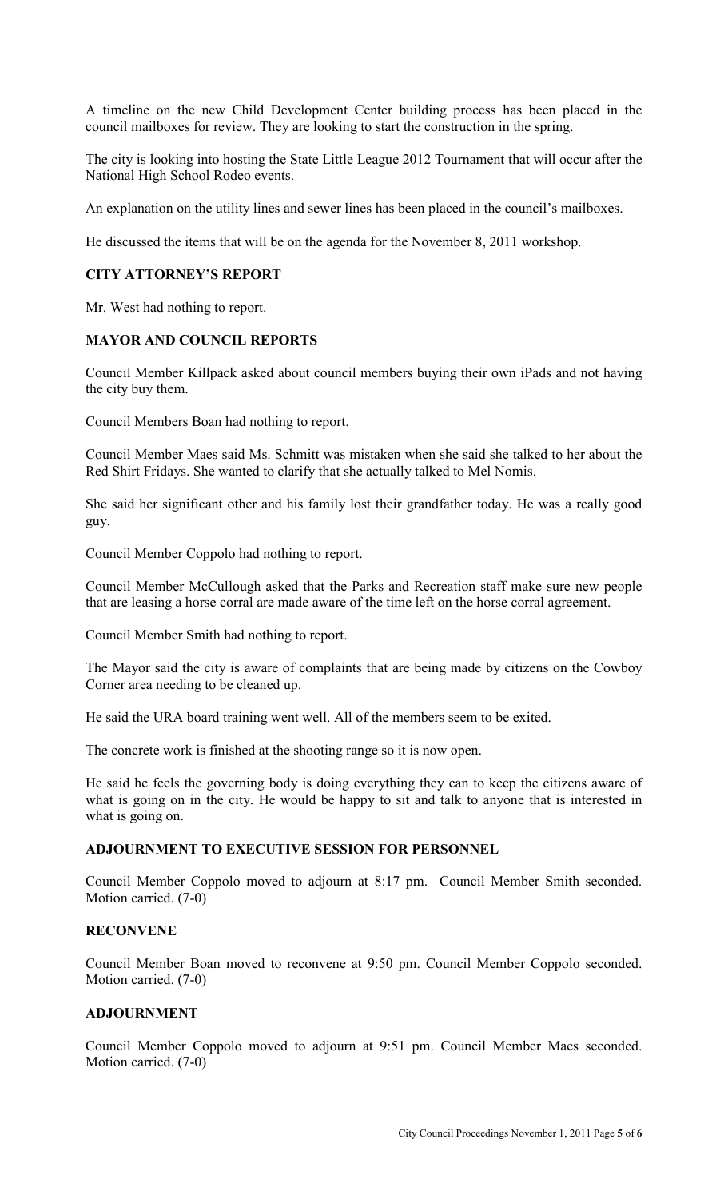A timeline on the new Child Development Center building process has been placed in the council mailboxes for review. They are looking to start the construction in the spring.

The city is looking into hosting the State Little League 2012 Tournament that will occur after the National High School Rodeo events.

An explanation on the utility lines and sewer lines has been placed in the council's mailboxes.

He discussed the items that will be on the agenda for the November 8, 2011 workshop.

**CITY ATTORNEY'S REPORT**

Mr. West had nothing to report.

**MAYOR AND COUNCIL REPORTS**

Council Member Killpack asked about council members buying their own iPads and not having the city buy them.

Council Members Boan had nothing to report.

Council Member Maes said Ms. Schmitt was mistaken when she said she talked to her about the Red Shirt Fridays. She wanted to clarify that she actually talked to Mel Nomis.

She said her significant other and his family lost their grandfather today. He was a really good guy.

Council Member Coppolo had nothing to report.

Council Member McCullough asked that the Parks and Recreation staff make sure new people that are leasing a horse corral are made aware of the time left on the horse corral agreement.

Council Member Smith had nothing to report.

The Mayor said the city is aware of complaints that are being made by citizens on the Cowboy Corner area needing to be cleaned up.

He said the URA board training went well. All of the members seem to be exited.

The concrete work is finished at the shooting range so it is now open.

He said he feels the governing body is doing everything they can to keep the citizens aware of what is going on in the city. He would be happy to sit and talk to anyone that is interested in what is going on.

**ADJOURNMENT TO EXECUTIVE SESSION FOR PERSONNEL**

Council Member Coppolo moved to adjourn at 8:17 pm. Council Member Smith seconded. Motion carried. (7-0)

**RECONVENE**

Council Member Boan moved to reconvene at 9:50 pm. Council Member Coppolo seconded. Motion carried. (7-0)

**ADJOURNMENT**

Council Member Coppolo moved to adjourn at 9:51 pm. Council Member Maes seconded. Motion carried. (7-0)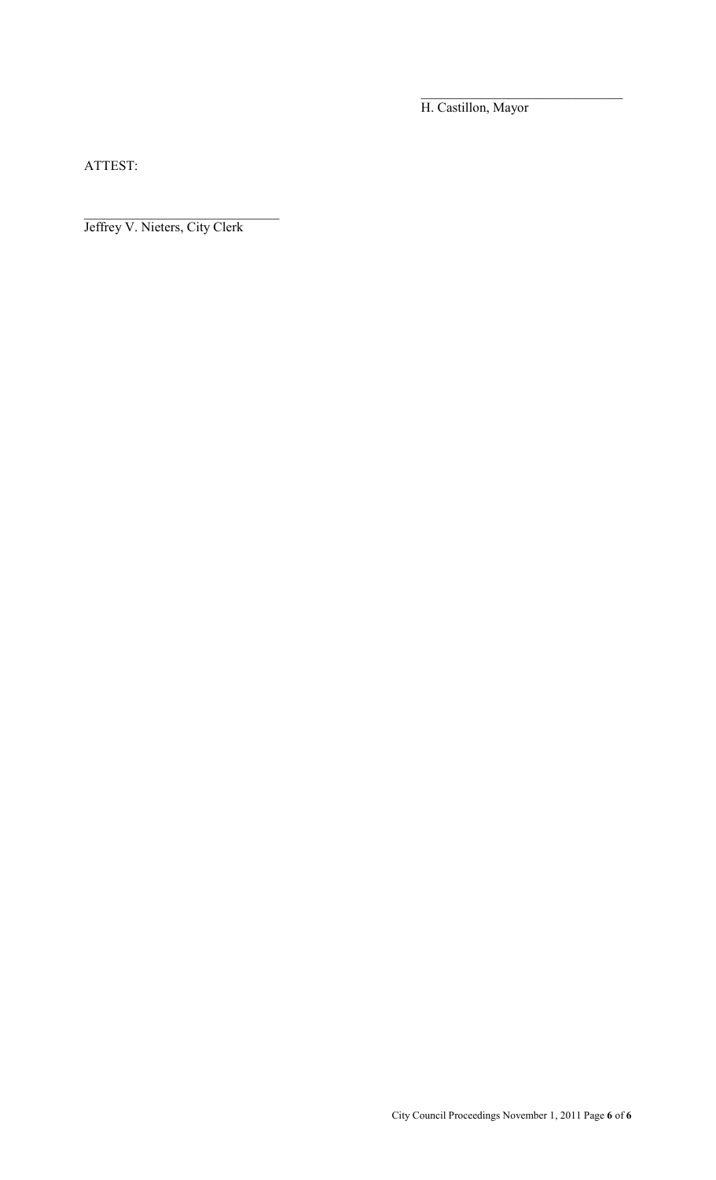\_\_\_\_\_\_\_\_\_\_\_\_\_\_\_\_\_\_\_\_\_\_\_\_\_\_\_\_\_\_
H. Castillon, Mayor

ATTEST:

\_\_\_\_\_\_\_\_\_\_\_\_\_\_\_\_\_\_\_\_\_\_\_\_\_\_\_\_\_\_
Jeffrey V. Nieters, City Clerk